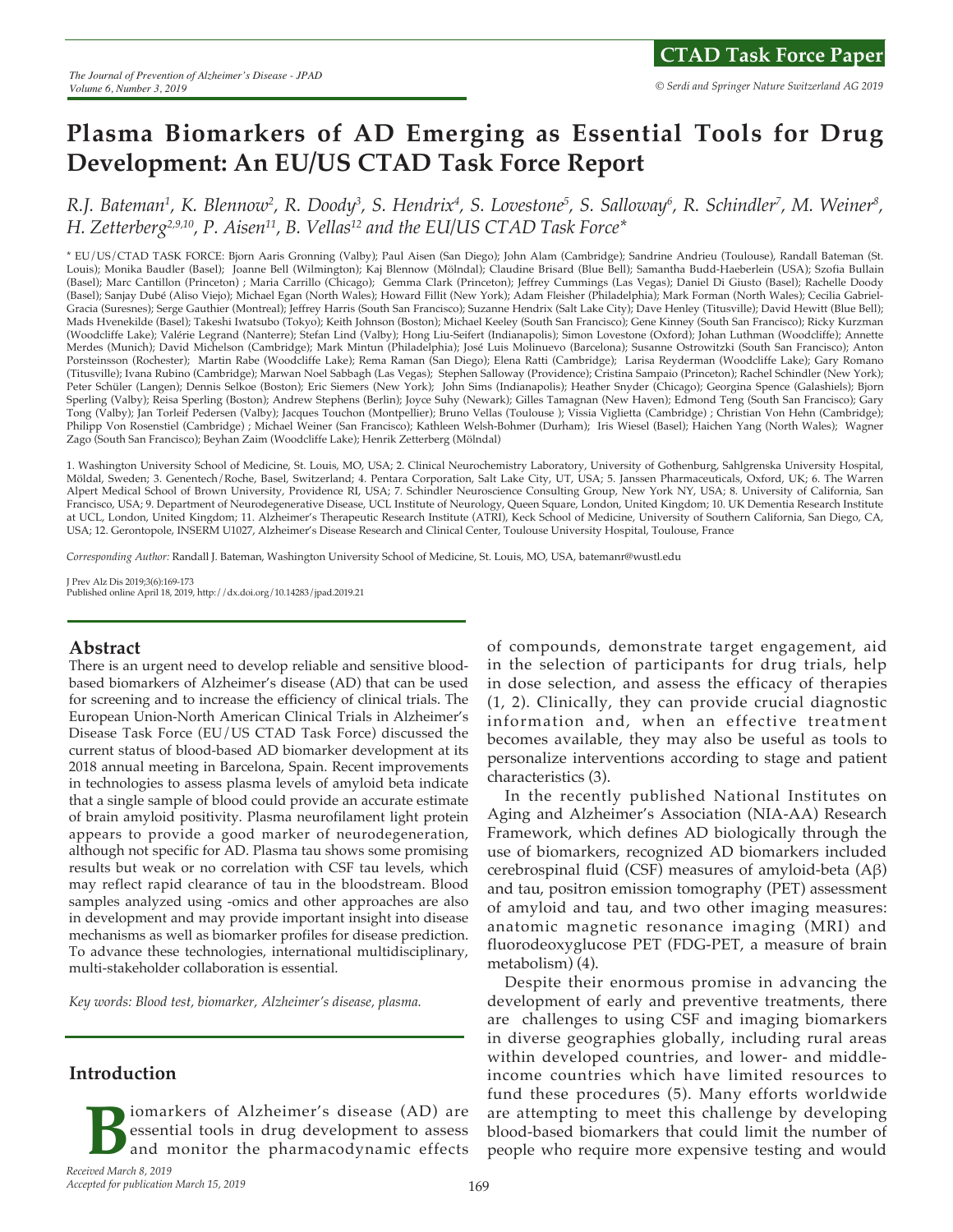CTAD Task Force Paper

# Plasma Biomarkers of AD Emerging as Essential Tools for Drug Development: An EU/US CTAD Task Force Report

*R.J. Bateman[1], K. Blennow[2], R. Doody[3], S. Hendrix[4], S. Lovestone[5], S. Salloway[6], R. Schindler[7], M. Weiner[8], H. Zetterberg[2,9,10], P. Aisen[11], B. Vellas[12] and the EU/US CTAD Task Force**

\* EU/US/CTAD TASK FORCE: Bjorn Aaris Gronning (Valby); Paul Aisen (San Diego); John Alam (Cambridge); Sandrine Andrieu (Toulouse), Randall Bateman (St. Louis); Monika Baudler (Basel); Joanne Bell (Wilmington); Kaj Blennow (Mölndal); Claudine Brisard (Blue Bell); Samantha Budd-Haeberlein (USA); Szofia Bullain (Basel); Marc Cantillon (Princeton) ; Maria Carrillo (Chicago); Gemma Clark (Princeton); Jeffrey Cummings (Las Vegas); Daniel Di Giusto (Basel); Rachelle Doody (Basel); Sanjay Dubé (Aliso Viejo); Michael Egan (North Wales); Howard Fillit (New York); Adam Fleisher (Philadelphia); Mark Forman (North Wales); Cecilia Gabriel-Gracia (Suresnes); Serge Gauthier (Montreal); Jeffrey Harris (South San Francisco); Suzanne Hendrix (Salt Lake City); Dave Henley (Titusville); David Hewitt (Blue Bell); Mads Hvenekilde (Basel); Takeshi Iwatsubo (Tokyo); Keith Johnson (Boston); Michael Keeley (South San Francisco); Gene Kinney (South San Francisco); Ricky Kurzman (Woodcliffe Lake); Valérie Legrand (Nanterre); Stefan Lind (Valby); Hong Liu-Seifert (Indianapolis); Simon Lovestone (Oxford); Johan Luthman (Woodcliffe); Annette Merdes (Munich); David Michelson (Cambridge); Mark Mintun (Philadelphia); José Luis Molinuevo (Barcelona); Susanne Ostrowitzki (South San Francisco); Anton Porsteinsson (Rochester); Martin Rabe (Woodcliffe Lake); Rema Raman (San Diego); Elena Ratti (Cambridge); Larisa Reyderman (Woodcliffe Lake); Gary Romano (Titusville); Ivana Rubino (Cambridge); Marwan Noel Sabbagh (Las Vegas); Stephen Salloway (Providence); Cristina Sampaio (Princeton); Rachel Schindler (New York); Peter Schüler (Langen); Dennis Selkoe (Boston); Eric Siemers (New York); John Sims (Indianapolis); Heather Snyder (Chicago); Georgina Spence (Galashiels); Bjorn Sperling (Valby); Reisa Sperling (Boston); Andrew Stephens (Berlin); Joyce Suhy (Newark); Gilles Tamagnan (New Haven); Edmond Teng (South San Francisco); Gary Tong (Valby); Jan Torleif Pedersen (Valby); Jacques Touchon (Montpellier); Bruno Vellas (Toulouse ); Vissia Viglietta (Cambridge) ; Christian Von Hehn (Cambridge); Philipp Von Rosenstiel (Cambridge) ; Michael Weiner (San Francisco); Kathleen Welsh-Bohmer (Durham); Iris Wiesel (Basel); Haichen Yang (North Wales); Wagner Zago (South San Francisco); Beyhan Zaim (Woodcliffe Lake); Henrik Zetterberg (Mölndal)

1. Washington University School of Medicine, St. Louis, MO, USA; 2. Clinical Neurochemistry Laboratory, University of Gothenburg, Sahlgrenska University Hospital, Mölndal, Sweden; 3. Genentech/Roche, Basel, Switzerland; 4. Pentara Corporation, Salt Lake City, UT, USA; 5. Janssen Pharmaceuticals, Oxford, UK; 6. The Warren Alpert Medical School of Brown University, Providence RI, USA; 7. Schindler Neuroscience Consulting Group, New York NY, USA; 8. University of California, San Francisco, USA; 9. Department of Neurodegenerative Disease, UCL Institute of Neurology, Queen Square, London, United Kingdom; 10. UK Dementia Research Institute at UCL, London, United Kingdom; 11. Alzheimer's Therapeutic Research Institute (ATRI), Keck School of Medicine, University of Southern California, San Diego, CA, USA; 12. Gerontopole, INSERM U1027, Alzheimer's Disease Research and Clinical Center, Toulouse University Hospital, Toulouse, France

*Corresponding Author:* Randall J. Bateman, Washington University School of Medicine, St. Louis, MO, USA, batemanr@wustl.edu

J Prev Alz Dis 2019;3(6):169-173
Published online April 18, 2019, http://dx.doi.org/10.14283/jpad.2019.21

## Abstract

There is an urgent need to develop reliable and sensitive blood-based biomarkers of Alzheimer's disease (AD) that can be used for screening and to increase the efficiency of clinical trials. The European Union-North American Clinical Trials in Alzheimer's Disease Task Force (EU/US CTAD Task Force) discussed the current status of blood-based AD biomarker development at its 2018 annual meeting in Barcelona, Spain. Recent improvements in technologies to assess plasma levels of amyloid beta indicate that a single sample of blood could provide an accurate estimate of brain amyloid positivity. Plasma neurofilament light protein appears to provide a good marker of neurodegeneration, although not specific for AD. Plasma tau shows some promising results but weak or no correlation with CSF tau levels, which may reflect rapid clearance of tau in the bloodstream. Blood samples analyzed using -omics and other approaches are also in development and may provide important insight into disease mechanisms as well as biomarker profiles for disease prediction. To advance these technologies, international multidisciplinary, multi-stakeholder collaboration is essential.

*Key words: Blood test, biomarker, Alzheimer's disease, plasma.*

## Introduction

Biomarkers of Alzheimer's disease (AD) are essential tools in drug development to assess and monitor the pharmacodynamic effects of compounds, demonstrate target engagement, aid in the selection of participants for drug trials, help in dose selection, and assess the efficacy of therapies (1, 2). Clinically, they can provide crucial diagnostic information and, when an effective treatment becomes available, they may also be useful as tools to personalize interventions according to stage and patient characteristics (3).

In the recently published National Institutes on Aging and Alzheimer's Association (NIA-AA) Research Framework, which defines AD biologically through the use of biomarkers, recognized AD biomarkers included cerebrospinal fluid (CSF) measures of amyloid-beta (A$\beta$) and tau, positron emission tomography (PET) assessment of amyloid and tau, and two other imaging measures: anatomic magnetic resonance imaging (MRI) and fluorodeoxyglucose PET (FDG-PET, a measure of brain metabolism) (4).

Despite their enormous promise in advancing the development of early and preventive treatments, there are challenges to using CSF and imaging biomarkers in diverse geographies globally, including rural areas within developed countries, and lower- and middle-income countries which have limited resources to fund these procedures (5). Many efforts worldwide are attempting to meet this challenge by developing blood-based biomarkers that could limit the number of people who require more expensive testing and would

*Received March 8, 2019*
*Accepted for publication March 15, 2019*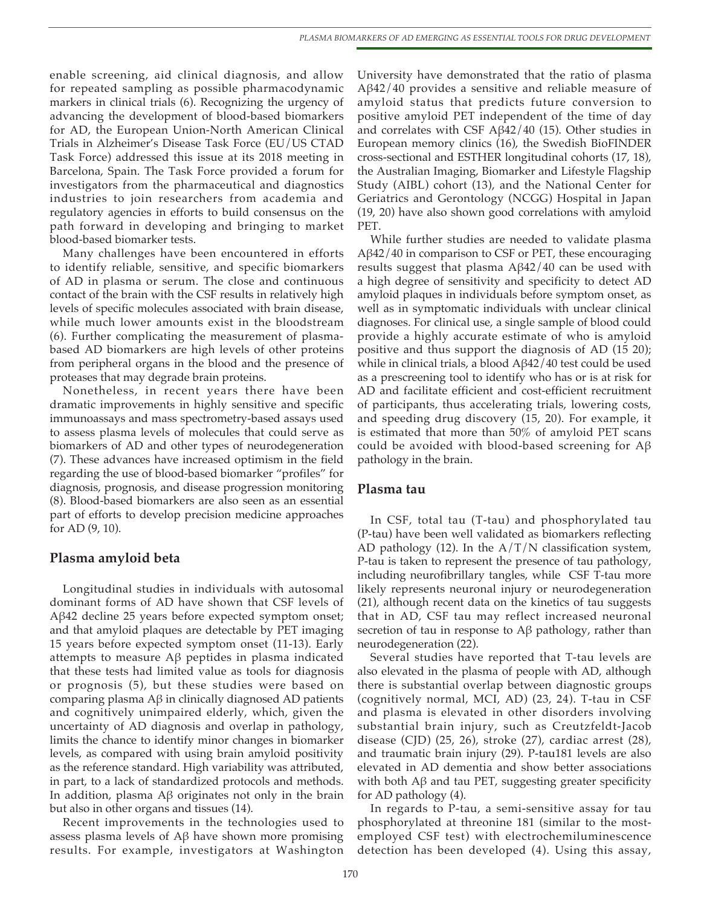enable screening, aid clinical diagnosis, and allow for repeated sampling as possible pharmacodynamic markers in clinical trials (6). Recognizing the urgency of advancing the development of blood-based biomarkers for AD, the European Union-North American Clinical Trials in Alzheimer's Disease Task Force (EU/US CTAD Task Force) addressed this issue at its 2018 meeting in Barcelona, Spain. The Task Force provided a forum for investigators from the pharmaceutical and diagnostics industries to join researchers from academia and regulatory agencies in efforts to build consensus on the path forward in developing and bringing to market blood-based biomarker tests.

Many challenges have been encountered in efforts to identify reliable, sensitive, and specific biomarkers of AD in plasma or serum. The close and continuous contact of the brain with the CSF results in relatively high levels of specific molecules associated with brain disease, while much lower amounts exist in the bloodstream (6). Further complicating the measurement of plasma-based AD biomarkers are high levels of other proteins from peripheral organs in the blood and the presence of proteases that may degrade brain proteins.

Nonetheless, in recent years there have been dramatic improvements in highly sensitive and specific immunoassays and mass spectrometry-based assays used to assess plasma levels of molecules that could serve as biomarkers of AD and other types of neurodegeneration (7). These advances have increased optimism in the field regarding the use of blood-based biomarker "profiles" for diagnosis, prognosis, and disease progression monitoring (8). Blood-based biomarkers are also seen as an essential part of efforts to develop precision medicine approaches for AD (9, 10).

## Plasma amyloid beta

Longitudinal studies in individuals with autosomal dominant forms of AD have shown that CSF levels of Aβ42 decline 25 years before expected symptom onset; and that amyloid plaques are detectable by PET imaging 15 years before expected symptom onset (11-13). Early attempts to measure Aβ peptides in plasma indicated that these tests had limited value as tools for diagnosis or prognosis (5), but these studies were based on comparing plasma Aβ in clinically diagnosed AD patients and cognitively unimpaired elderly, which, given the uncertainty of AD diagnosis and overlap in pathology, limits the chance to identify minor changes in biomarker levels, as compared with using brain amyloid positivity as the reference standard. High variability was attributed, in part, to a lack of standardized protocols and methods. In addition, plasma Aβ originates not only in the brain but also in other organs and tissues (14).

Recent improvements in the technologies used to assess plasma levels of Aβ have shown more promising results. For example, investigators at Washington University have demonstrated that the ratio of plasma Aβ42/40 provides a sensitive and reliable measure of amyloid status that predicts future conversion to positive amyloid PET independent of the time of day and correlates with CSF Aβ42/40 (15). Other studies in European memory clinics (16), the Swedish BioFINDER cross-sectional and ESTHER longitudinal cohorts (17, 18), the Australian Imaging, Biomarker and Lifestyle Flagship Study (AIBL) cohort (13), and the National Center for Geriatrics and Gerontology (NCGG) Hospital in Japan (19, 20) have also shown good correlations with amyloid PET.

While further studies are needed to validate plasma Aβ42/40 in comparison to CSF or PET, these encouraging results suggest that plasma Aβ42/40 can be used with a high degree of sensitivity and specificity to detect AD amyloid plaques in individuals before symptom onset, as well as in symptomatic individuals with unclear clinical diagnoses. For clinical use, a single sample of blood could provide a highly accurate estimate of who is amyloid positive and thus support the diagnosis of AD (15 20); while in clinical trials, a blood Aβ42/40 test could be used as a prescreening tool to identify who has or is at risk for AD and facilitate efficient and cost-efficient recruitment of participants, thus accelerating trials, lowering costs, and speeding drug discovery (15, 20). For example, it is estimated that more than 50% of amyloid PET scans could be avoided with blood-based screening for Aβ pathology in the brain.

## Plasma tau

In CSF, total tau (T-tau) and phosphorylated tau (P-tau) have been well validated as biomarkers reflecting AD pathology (12). In the A/T/N classification system, P-tau is taken to represent the presence of tau pathology, including neurofibrillary tangles, while CSF T-tau more likely represents neuronal injury or neurodegeneration (21), although recent data on the kinetics of tau suggests that in AD, CSF tau may reflect increased neuronal secretion of tau in response to Aβ pathology, rather than neurodegeneration (22).

Several studies have reported that T-tau levels are also elevated in the plasma of people with AD, although there is substantial overlap between diagnostic groups (cognitively normal, MCI, AD) (23, 24). T-tau in CSF and plasma is elevated in other disorders involving substantial brain injury, such as Creutzfeldt-Jacob disease (CJD) (25, 26), stroke (27), cardiac arrest (28), and traumatic brain injury (29). P-tau181 levels are also elevated in AD dementia and show better associations with both Aβ and tau PET, suggesting greater specificity for AD pathology (4).

In regards to P-tau, a semi-sensitive assay for tau phosphorylated at threonine 181 (similar to the most-employed CSF test) with electrochemiluminescence detection has been developed (4). Using this assay,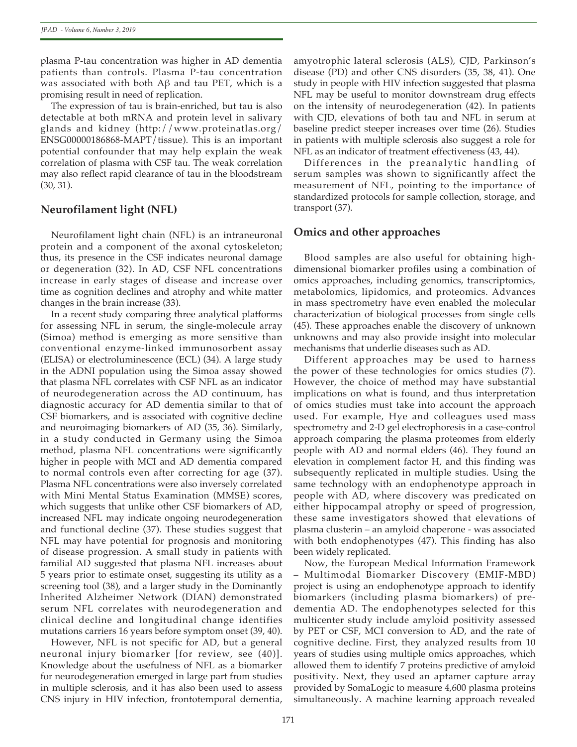plasma P-tau concentration was higher in AD dementia patients than controls. Plasma P-tau concentration was associated with both Aβ and tau PET, which is a promising result in need of replication.

The expression of tau is brain-enriched, but tau is also detectable at both mRNA and protein level in salivary glands and kidney (http://www.proteinatlas.org/ENSG00000186868-MAPT/tissue). This is an important potential confounder that may help explain the weak correlation of plasma with CSF tau. The weak correlation may also reflect rapid clearance of tau in the bloodstream (30, 31).

## Neurofilament light (NFL)

Neurofilament light chain (NFL) is an intraneuronal protein and a component of the axonal cytoskeleton; thus, its presence in the CSF indicates neuronal damage or degeneration (32). In AD, CSF NFL concentrations increase in early stages of disease and increase over time as cognition declines and atrophy and white matter changes in the brain increase (33).

In a recent study comparing three analytical platforms for assessing NFL in serum, the single-molecule array (Simoa) method is emerging as more sensitive than conventional enzyme-linked immunosorbent assay (ELISA) or electroluminescence (ECL) (34). A large study in the ADNI population using the Simoa assay showed that plasma NFL correlates with CSF NFL as an indicator of neurodegeneration across the AD continuum, has diagnostic accuracy for AD dementia similar to that of CSF biomarkers, and is associated with cognitive decline and neuroimaging biomarkers of AD (35, 36). Similarly, in a study conducted in Germany using the Simoa method, plasma NFL concentrations were significantly higher in people with MCI and AD dementia compared to normal controls even after correcting for age (37). Plasma NFL concentrations were also inversely correlated with Mini Mental Status Examination (MMSE) scores, which suggests that unlike other CSF biomarkers of AD, increased NFL may indicate ongoing neurodegeneration and functional decline (37). These studies suggest that NFL may have potential for prognosis and monitoring of disease progression. A small study in patients with familial AD suggested that plasma NFL increases about 5 years prior to estimate onset, suggesting its utility as a screening tool (38), and a larger study in the Dominantly Inherited Alzheimer Network (DIAN) demonstrated serum NFL correlates with neurodegeneration and clinical decline and longitudinal change identifies mutations carriers 16 years before symptom onset (39, 40).

However, NFL is not specific for AD, but a general neuronal injury biomarker [for review, see (40)]. Knowledge about the usefulness of NFL as a biomarker for neurodegeneration emerged in large part from studies in multiple sclerosis, and it has also been used to assess CNS injury in HIV infection, frontotemporal dementia, amyotrophic lateral sclerosis (ALS), CJD, Parkinson's disease (PD) and other CNS disorders (35, 38, 41). One study in people with HIV infection suggested that plasma NFL may be useful to monitor downstream drug effects on the intensity of neurodegeneration (42). In patients with CJD, elevations of both tau and NFL in serum at baseline predict steeper increases over time (26). Studies in patients with multiple sclerosis also suggest a role for NFL as an indicator of treatment effectiveness (43, 44).

Differences in the preanalytic handling of serum samples was shown to significantly affect the measurement of NFL, pointing to the importance of standardized protocols for sample collection, storage, and transport (37).

## Omics and other approaches

Blood samples are also useful for obtaining high-dimensional biomarker profiles using a combination of omics approaches, including genomics, transcriptomics, metabolomics, lipidomics, and proteomics. Advances in mass spectrometry have even enabled the molecular characterization of biological processes from single cells (45). These approaches enable the discovery of unknown unknowns and may also provide insight into molecular mechanisms that underlie diseases such as AD.

Different approaches may be used to harness the power of these technologies for omics studies (7). However, the choice of method may have substantial implications on what is found, and thus interpretation of omics studies must take into account the approach used. For example, Hye and colleagues used mass spectrometry and 2-D gel electrophoresis in a case-control approach comparing the plasma proteomes from elderly people with AD and normal elders (46). They found an elevation in complement factor H, and this finding was subsequently replicated in multiple studies. Using the same technology with an endophenotype approach in people with AD, where discovery was predicated on either hippocampal atrophy or speed of progression, these same investigators showed that elevations of plasma clusterin – an amyloid chaperone - was associated with both endophenotypes (47). This finding has also been widely replicated.

Now, the European Medical Information Framework – Multimodal Biomarker Discovery (EMIF-MBD) project is using an endophenotype approach to identify biomarkers (including plasma biomarkers) of pre-dementia AD. The endophenotypes selected for this multicenter study include amyloid positivity assessed by PET or CSF, MCI conversion to AD, and the rate of cognitive decline. First, they analyzed results from 10 years of studies using multiple omics approaches, which allowed them to identify 7 proteins predictive of amyloid positivity. Next, they used an aptamer capture array provided by SomaLogic to measure 4,600 plasma proteins simultaneously. A machine learning approach revealed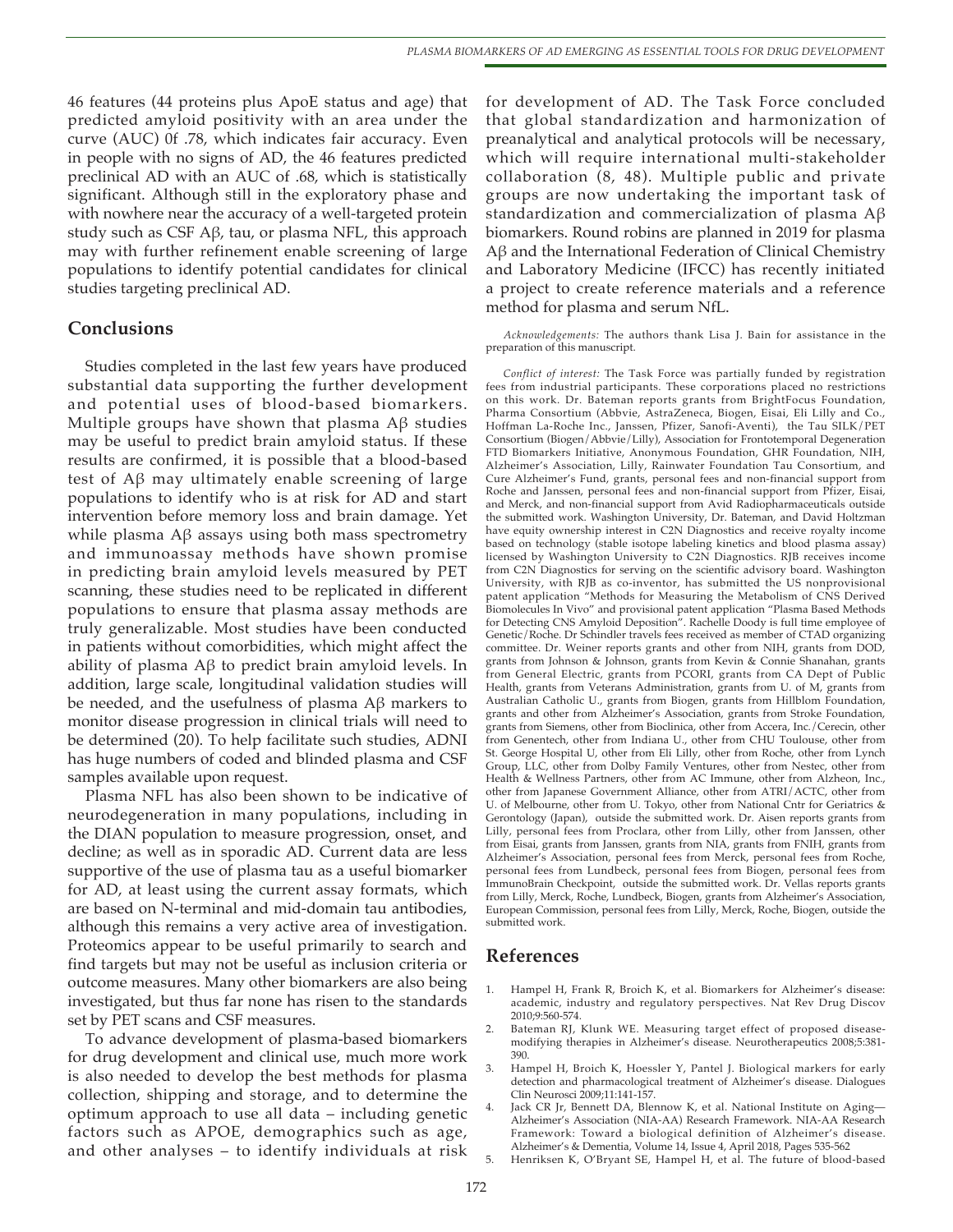46 features (44 proteins plus ApoE status and age) that predicted amyloid positivity with an area under the curve (AUC) 0f .78, which indicates fair accuracy. Even in people with no signs of AD, the 46 features predicted preclinical AD with an AUC of .68, which is statistically significant. Although still in the exploratory phase and with nowhere near the accuracy of a well-targeted protein study such as CSF Aβ, tau, or plasma NFL, this approach may with further refinement enable screening of large populations to identify potential candidates for clinical studies targeting preclinical AD.

## Conclusions

Studies completed in the last few years have produced substantial data supporting the further development and potential uses of blood-based biomarkers. Multiple groups have shown that plasma Aβ studies may be useful to predict brain amyloid status. If these results are confirmed, it is possible that a blood-based test of Aβ may ultimately enable screening of large populations to identify who is at risk for AD and start intervention before memory loss and brain damage. Yet while plasma Aβ assays using both mass spectrometry and immunoassay methods have shown promise in predicting brain amyloid levels measured by PET scanning, these studies need to be replicated in different populations to ensure that plasma assay methods are truly generalizable. Most studies have been conducted in patients without comorbidities, which might affect the ability of plasma Aβ to predict brain amyloid levels. In addition, large scale, longitudinal validation studies will be needed, and the usefulness of plasma Aβ markers to monitor disease progression in clinical trials will need to be determined (20). To help facilitate such studies, ADNI has huge numbers of coded and blinded plasma and CSF samples available upon request.

Plasma NFL has also been shown to be indicative of neurodegeneration in many populations, including in the DIAN population to measure progression, onset, and decline; as well as in sporadic AD. Current data are less supportive of the use of plasma tau as a useful biomarker for AD, at least using the current assay formats, which are based on N-terminal and mid-domain tau antibodies, although this remains a very active area of investigation. Proteomics appear to be useful primarily to search and find targets but may not be useful as inclusion criteria or outcome measures. Many other biomarkers are also being investigated, but thus far none has risen to the standards set by PET scans and CSF measures.

To advance development of plasma-based biomarkers for drug development and clinical use, much more work is also needed to develop the best methods for plasma collection, shipping and storage, and to determine the optimum approach to use all data – including genetic factors such as APOE, demographics such as age, and other analyses – to identify individuals at risk for development of AD. The Task Force concluded that global standardization and harmonization of preanalytical and analytical protocols will be necessary, which will require international multi-stakeholder collaboration (8, 48). Multiple public and private groups are now undertaking the important task of standardization and commercialization of plasma Aβ biomarkers. Round robins are planned in 2019 for plasma Aβ and the International Federation of Clinical Chemistry and Laboratory Medicine (IFCC) has recently initiated a project to create reference materials and a reference method for plasma and serum NfL.

*Acknowledgements:* The authors thank Lisa J. Bain for assistance in the preparation of this manuscript.

*Conflict of interest:* The Task Force was partially funded by registration fees from industrial participants. These corporations placed no restrictions on this work. Dr. Bateman reports grants from BrightFocus Foundation, Pharma Consortium (Abbvie, AstraZeneca, Biogen, Eisai, Eli Lilly and Co., Hoffman La-Roche Inc., Janssen, Pfizer, Sanofi-Aventi), the Tau SILK/PET Consortium (Biogen/Abbvie/Lilly), Association for Frontotemporal Degeneration FTD Biomarkers Initiative, Anonymous Foundation, GHR Foundation, NIH, Alzheimer's Association, Lilly, Rainwater Foundation Tau Consortium, and Cure Alzheimer's Fund, grants, personal fees and non-financial support from Roche and Janssen, personal fees and non-financial support from Pfizer, Eisai, and Merck, and non-financial support from Avid Radiopharmaceuticals outside the submitted work. Washington University, Dr. Bateman, and David Holtzman have equity ownership interest in C2N Diagnostics and receive royalty income based on technology (stable isotope labeling kinetics and blood plasma assay) licensed by Washington University to C2N Diagnostics. RJB receives income from C2N Diagnostics for serving on the scientific advisory board. Washington University, with RJB as co-inventor, has submitted the US nonprovisional patent application "Methods for Measuring the Metabolism of CNS Derived Biomolecules In Vivo" and provisional patent application "Plasma Based Methods for Detecting CNS Amyloid Deposition". Rachelle Doody is full time employee of Genetic/Roche. Dr Schindler travels fees received as member of CTAD organizing committee. Dr. Weiner reports grants and other from NIH, grants from DOD, grants from Johnson & Johnson, grants from Kevin & Connie Shanahan, grants from General Electric, grants from PCORI, grants from CA Dept of Public Health, grants from Veterans Administration, grants from U. of M, grants from Australian Catholic U., grants from Biogen, grants from Hillblom Foundation, grants and other from Alzheimer's Association, grants from Stroke Foundation, grants from Siemens, other from Bioclinica, other from Accera, Inc./Cerecin, other from Genentech, other from Indiana U., other from CHU Toulouse, other from St. George Hospital U, other from Eli Lilly, other from Roche, other from Lynch Group, LLC, other from Dolby Family Ventures, other from Nestec, other from Health & Wellness Partners, other from AC Immune, other from Alzheon, Inc., other from Japanese Government Alliance, other from ATRI/ACTC, other from U. of Melbourne, other from U. Tokyo, other from National Cntr for Geriatrics & Gerontology (Japan), outside the submitted work. Dr. Aisen reports grants from Lilly, personal fees from Proclara, other from Lilly, other from Janssen, other from Eisai, grants from Janssen, grants from NIA, grants from FNIH, grants from Alzheimer's Association, personal fees from Merck, personal fees from Roche, personal fees from Lundbeck, personal fees from Biogen, personal fees from ImmunoBrain Checkpoint, outside the submitted work. Dr. Vellas reports grants from Lilly, Merck, Roche, Lundbeck, Biogen, grants from Alzheimer's Association, European Commission, personal fees from Lilly, Merck, Roche, Biogen, outside the submitted work.

## References

1. Hampel H, Frank R, Broich K, et al. Biomarkers for Alzheimer's disease: academic, industry and regulatory perspectives. Nat Rev Drug Discov 2010;9:560-574.
2. Bateman RJ, Klunk WE. Measuring target effect of proposed disease-modifying therapies in Alzheimer's disease. Neurotherapeutics 2008;5:381-390.
3. Hampel H, Broich K, Hoessler Y, Pantel J. Biological markers for early detection and pharmacological treatment of Alzheimer's disease. Dialogues Clin Neurosci 2009;11:141-157.
4. Jack CR Jr, Bennett DA, Blennow K, et al. National Institute on Aging—Alzheimer's Association (NIA-AA) Research Framework. NIA-AA Research Framework: Toward a biological definition of Alzheimer's disease. Alzheimer's & Dementia, Volume 14, Issue 4, April 2018, Pages 535-562
5. Henriksen K, O'Bryant SE, Hampel H, et al. The future of blood-based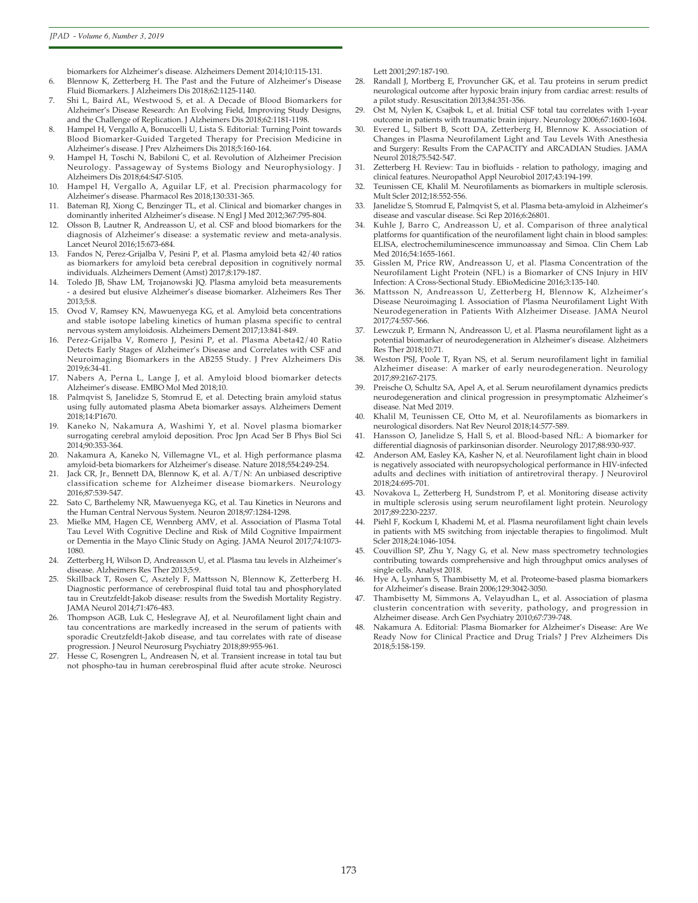biomarkers for Alzheimer's disease. Alzheimers Dement 2014;10:115-131.

6. Blennow K, Zetterberg H. The Past and the Future of Alzheimer's Disease Fluid Biomarkers. J Alzheimers Dis 2018;62:1125-1140.
7. Shi L, Baird AL, Westwood S, et al. A Decade of Blood Biomarkers for Alzheimer's Disease Research: An Evolving Field, Improving Study Designs, and the Challenge of Replication. J Alzheimers Dis 2018;62:1181-1198.
8. Hampel H, Vergallo A, Bonuccelli U, Lista S. Editorial: Turning Point towards Blood Biomarker-Guided Targeted Therapy for Precision Medicine in Alzheimer's disease. J Prev Alzheimers Dis 2018;5:160-164.
9. Hampel H, Toschi N, Babiloni C, et al. Revolution of Alzheimer Precision Neurology. Passageway of Systems Biology and Neurophysiology. J Alzheimers Dis 2018;64:S47-S105.
10. Hampel H, Vergallo A, Aguilar LF, et al. Precision pharmacology for Alzheimer's disease. Pharmacol Res 2018;130:331-365.
11. Bateman RJ, Xiong C, Benzinger TL, et al. Clinical and biomarker changes in dominantly inherited Alzheimer's disease. N Engl J Med 2012;367:795-804.
12. Olsson B, Lautner R, Andreasson U, et al. CSF and blood biomarkers for the diagnosis of Alzheimer's disease: a systematic review and meta-analysis. Lancet Neurol 2016;15:673-684.
13. Fandos N, Perez-Grijalba V, Pesini P, et al. Plasma amyloid beta 42/40 ratios as biomarkers for amyloid beta cerebral deposition in cognitively normal individuals. Alzheimers Dement (Amst) 2017;8:179-187.
14. Toledo JB, Shaw LM, Trojanowski JQ. Plasma amyloid beta measurements - a desired but elusive Alzheimer's disease biomarker. Alzheimers Res Ther 2013;5:8.
15. Ovod V, Ramsey KN, Mawuenyega KG, et al. Amyloid beta concentrations and stable isotope labeling kinetics of human plasma specific to central nervous system amyloidosis. Alzheimers Dement 2017;13:841-849.
16. Perez-Grijalba V, Romero J, Pesini P, et al. Plasma Abeta42/40 Ratio Detects Early Stages of Alzheimer's Disease and Correlates with CSF and Neuroimaging Biomarkers in the AB255 Study. J Prev Alzheimers Dis 2019;6:34-41.
17. Nabers A, Perna L, Lange J, et al. Amyloid blood biomarker detects Alzheimer's disease. EMBO Mol Med 2018;10.
18. Palmqvist S, Janelidze S, Stomrud E, et al. Detecting brain amyloid status using fully automated plasma Abeta biomarker assays. Alzheimers Dement 2018;14:P1670.
19. Kaneko N, Nakamura A, Washimi Y, et al. Novel plasma biomarker surrogating cerebral amyloid deposition. Proc Jpn Acad Ser B Phys Biol Sci 2014;90:353-364.
20. Nakamura A, Kaneko N, Villemagne VL, et al. High performance plasma amyloid-beta biomarkers for Alzheimer's disease. Nature 2018;554:249-254.
21. Jack CR, Jr., Bennett DA, Blennow K, et al. A/T/N: An unbiased descriptive classification scheme for Alzheimer disease biomarkers. Neurology 2016;87:539-547.
22. Sato C, Barthelemy NR, Mawuenyega KG, et al. Tau Kinetics in Neurons and the Human Central Nervous System. Neuron 2018;97:1284-1298.
23. Mielke MM, Hagen CE, Wennberg AMV, et al. Association of Plasma Total Tau Level With Cognitive Decline and Risk of Mild Cognitive Impairment or Dementia in the Mayo Clinic Study on Aging. JAMA Neurol 2017;74:1073-1080.
24. Zetterberg H, Wilson D, Andreasson U, et al. Plasma tau levels in Alzheimer's disease. Alzheimers Res Ther 2013;5:9.
25. Skillback T, Rosen C, Asztely F, Mattsson N, Blennow K, Zetterberg H. Diagnostic performance of cerebrospinal fluid total tau and phosphorylated tau in Creutzfeldt-Jakob disease: results from the Swedish Mortality Registry. JAMA Neurol 2014;71:476-483.
26. Thompson AGB, Luk C, Heslegrave AJ, et al. Neurofilament light chain and tau concentrations are markedly increased in the serum of patients with sporadic Creutzfeldt-Jakob disease, and tau correlates with rate of disease progression. J Neurol Neurosurg Psychiatry 2018;89:955-961.
27. Hesse C, Rosengren L, Andreasen N, et al. Transient increase in total tau but not phospho-tau in human cerebrospinal fluid after acute stroke. Neurosci Lett 2001;297:187-190.
28. Randall J, Mortberg E, Provuncher GK, et al. Tau proteins in serum predict neurological outcome after hypoxic brain injury from cardiac arrest: results of a pilot study. Resuscitation 2013;84:351-356.
29. Ost M, Nylen K, Csajbok L, et al. Initial CSF total tau correlates with 1-year outcome in patients with traumatic brain injury. Neurology 2006;67:1600-1604.
30. Evered L, Silbert B, Scott DA, Zetterberg H, Blennow K. Association of Changes in Plasma Neurofilament Light and Tau Levels With Anesthesia and Surgery: Results From the CAPACITY and ARCADIAN Studies. JAMA Neurol 2018;75:542-547.
31. Zetterberg H. Review: Tau in biofluids - relation to pathology, imaging and clinical features. Neuropathol Appl Neurobiol 2017;43:194-199.
32. Teunissen CE, Khalil M. Neurofilaments as biomarkers in multiple sclerosis. Mult Scler 2012;18:552-556.
33. Janelidze S, Stomrud E, Palmqvist S, et al. Plasma beta-amyloid in Alzheimer's disease and vascular disease. Sci Rep 2016;6:26801.
34. Kuhle J, Barro C, Andreasson U, et al. Comparison of three analytical platforms for quantification of the neurofilament light chain in blood samples: ELISA, electrochemiluminescence immunoassay and Simoa. Clin Chem Lab Med 2016;54:1655-1661.
35. Gisslen M, Price RW, Andreasson U, et al. Plasma Concentration of the Neurofilament Light Protein (NFL) is a Biomarker of CNS Injury in HIV Infection: A Cross-Sectional Study. EBioMedicine 2016;3:135-140.
36. Mattsson N, Andreasson U, Zetterberg H, Blennow K, Alzheimer's Disease Neuroimaging I. Association of Plasma Neurofilament Light With Neurodegeneration in Patients With Alzheimer Disease. JAMA Neurol 2017;74:557-566.
37. Lewczuk P, Ermann N, Andreasson U, et al. Plasma neurofilament light as a potential biomarker of neurodegeneration in Alzheimer's disease. Alzheimers Res Ther 2018;10:71.
38. Weston PSJ, Poole T, Ryan NS, et al. Serum neurofilament light in familial Alzheimer disease: A marker of early neurodegeneration. Neurology 2017;89:2167-2175.
39. Preische O, Schultz SA, Apel A, et al. Serum neurofilament dynamics predicts neurodegeneration and clinical progression in presymptomatic Alzheimer's disease. Nat Med 2019.
40. Khalil M, Teunissen CE, Otto M, et al. Neurofilaments as biomarkers in neurological disorders. Nat Rev Neurol 2018;14:577-589.
41. Hansson O, Janelidze S, Hall S, et al. Blood-based NfL: A biomarker for differential diagnosis of parkinsonian disorder. Neurology 2017;88:930-937.
42. Anderson AM, Easley KA, Kasher N, et al. Neurofilament light chain in blood is negatively associated with neuropsychological performance in HIV-infected adults and declines with initiation of antiretroviral therapy. J Neurovirol 2018;24:695-701.
43. Novakova L, Zetterberg H, Sundstrom P, et al. Monitoring disease activity in multiple sclerosis using serum neurofilament light protein. Neurology 2017;89:2230-2237.
44. Piehl F, Kockum I, Khademi M, et al. Plasma neurofilament light chain levels in patients with MS switching from injectable therapies to fingolimod. Mult Scler 2018;24:1046-1054.
45. Couvillion SP, Zhu Y, Nagy G, et al. New mass spectrometry technologies contributing towards comprehensive and high throughput omics analyses of single cells. Analyst 2018.
46. Hye A, Lynham S, Thambisetty M, et al. Proteome-based plasma biomarkers for Alzheimer's disease. Brain 2006;129:3042-3050.
47. Thambisetty M, Simmons A, Velayudhan L, et al. Association of plasma clusterin concentration with severity, pathology, and progression in Alzheimer disease. Arch Gen Psychiatry 2010;67:739-748.
48. Nakamura A. Editorial: Plasma Biomarker for Alzheimer's Disease: Are We Ready Now for Clinical Practice and Drug Trials? J Prev Alzheimers Dis 2018;5:158-159.